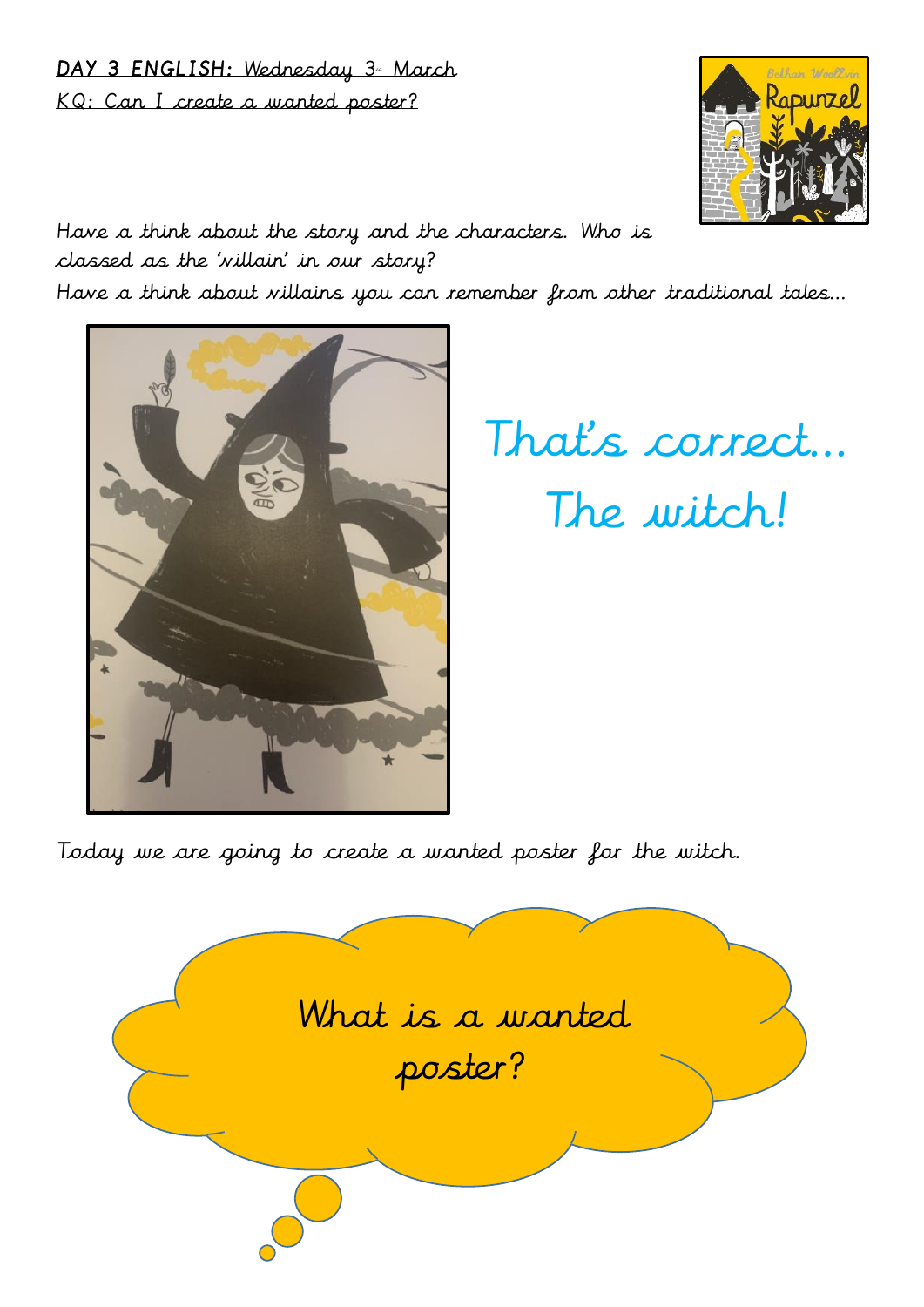**DAY 3 ENGLISH:** Wednesday 3rd March

KQ: Can I create a wanted poster?

Have a think about the story and the characters. Who is classed as the 'villain' in our story?

Have a think about villains you can remember from other traditional tales…

That's correct… The witch!

Today we are going to create a wanted poster for the witch.

What is a wanted poster?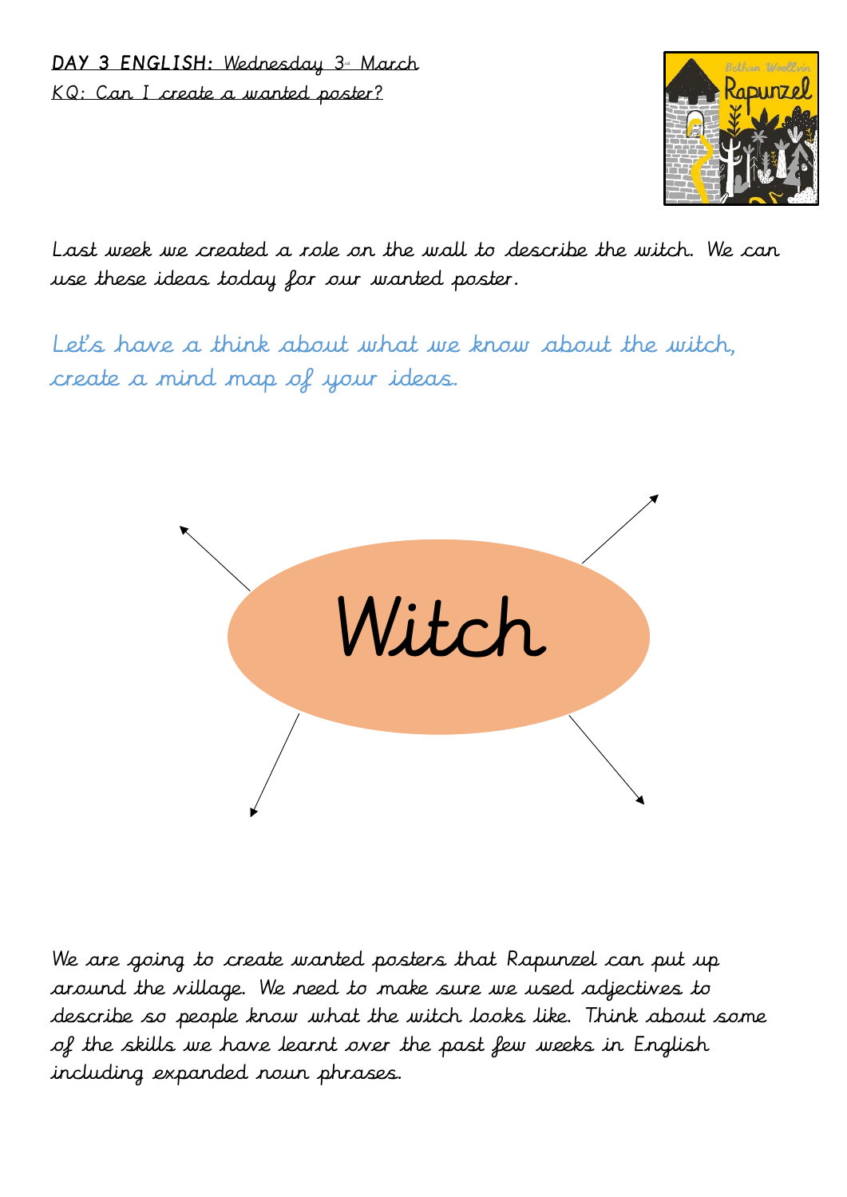**DAY 3 ENGLISH:** Wednesday 3rd March

KQ: Can I create a wanted poster?

Last week we created a role on the wall to describe the witch. We can use these ideas today for our wanted poster.

Let's have a think about what we know about the witch, create a mind map of your ideas.

Witch

We are going to create wanted posters that Rapunzel can put up around the village. We need to make sure we used adjectives to describe so people know what the witch looks like. Think about some of the skills we have learnt over the past few weeks in English including expanded noun phrases.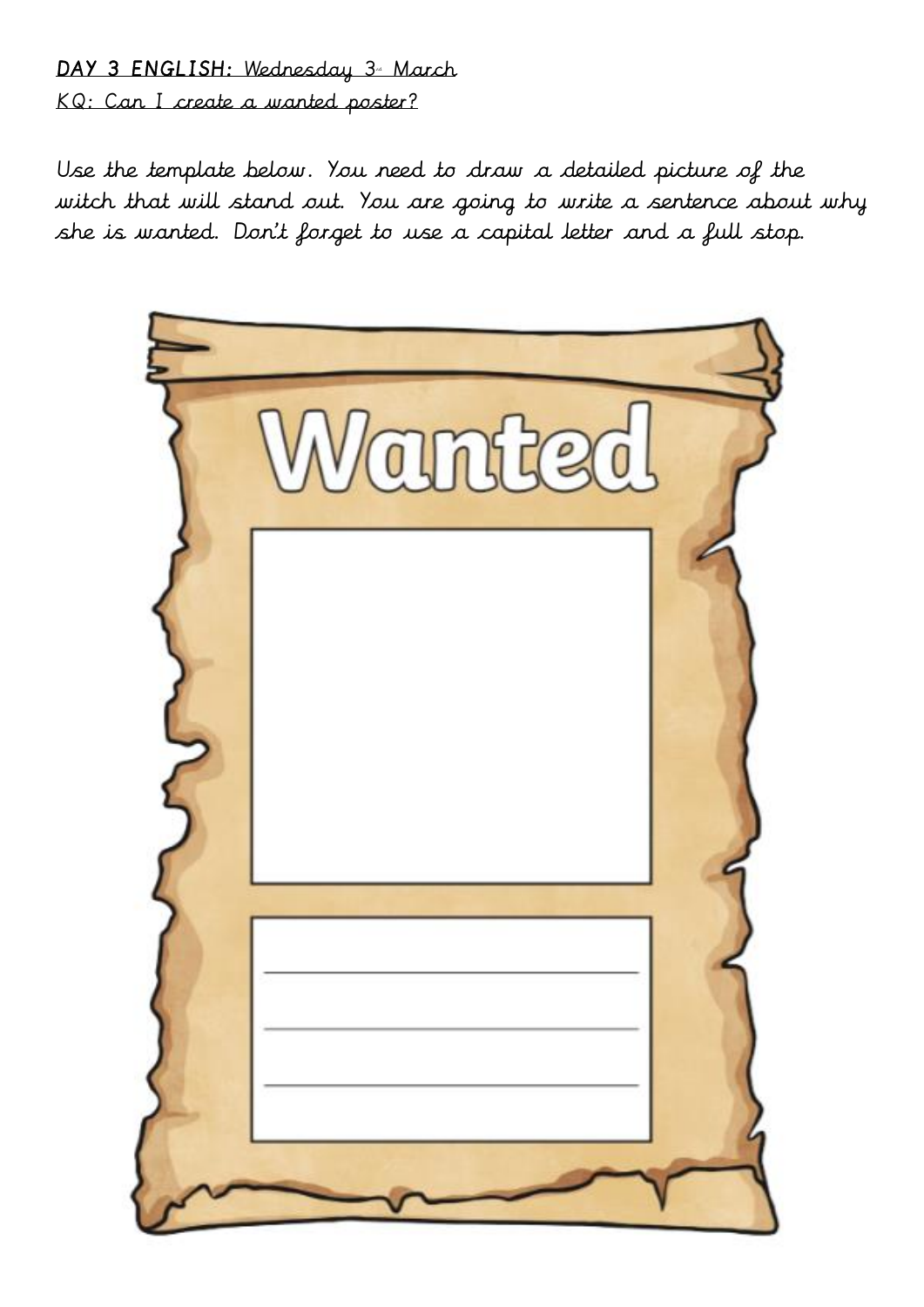**DAY 3 ENGLISH:** Wednesday 3rd March

KQ: Can I create a wanted poster?

Use the template below. You need to draw a detailed picture of the witch that will stand out. You are going to write a sentence about why she is wanted. Don't forget to use a capital letter and a full stop.

Wanted

_______________________________

_______________________________

_______________________________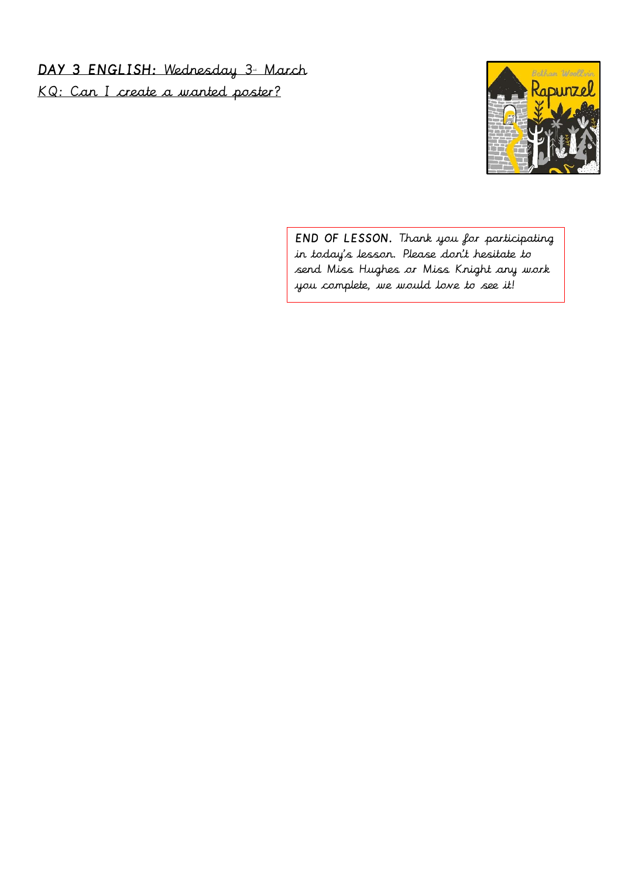**DAY 3 ENGLISH:** Wednesday 3rd March

KQ: Can I create a wanted poster?

**END OF LESSON.** Thank you for participating in today's lesson. Please don't hesitate to send Miss Hughes or Miss Knight any work you complete, we would love to see it!